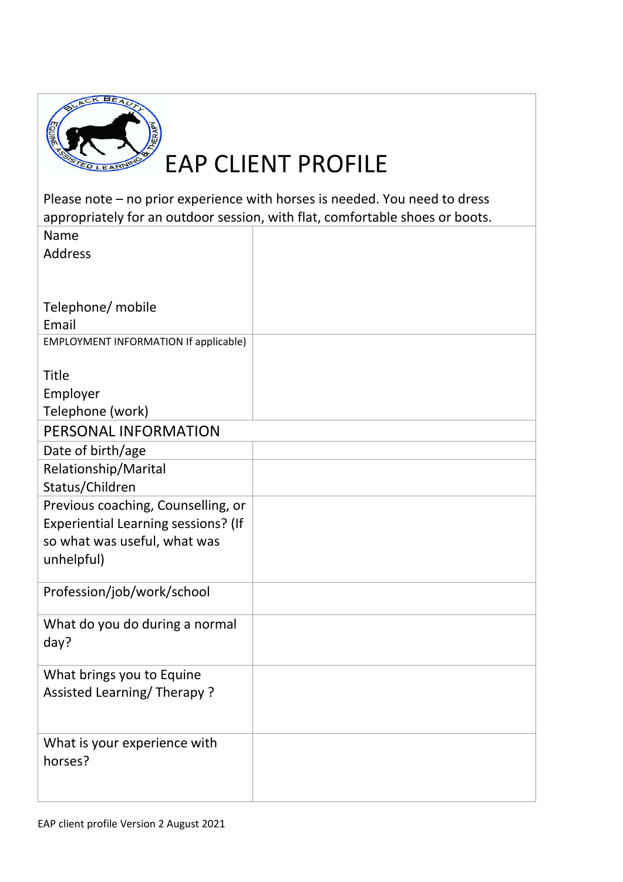# EAP CLIENT PROFILE

Please note – no prior experience with horses is needed. You need to dress appropriately for an outdoor session, with flat, comfortable shoes or boots.

| | |
|---|---|
| Name<br>Address<br><br><br>Telephone/ mobile<br>Email | |
| EMPLOYMENT INFORMATION If applicable)<br><br>Title<br>Employer<br>Telephone (work) | |
| PERSONAL INFORMATION | |
| Date of birth/age | |
| Relationship/Marital Status/Children | |
| Previous coaching, Counselling, or Experiential Learning sessions? (If so what was useful, what was unhelpful) | |
| Profession/job/work/school | |
| What do you do during a normal day? | |
| What brings you to Equine Assisted Learning/ Therapy ? | |
| What is your experience with horses? | |

EAP client profile Version 2 August 2021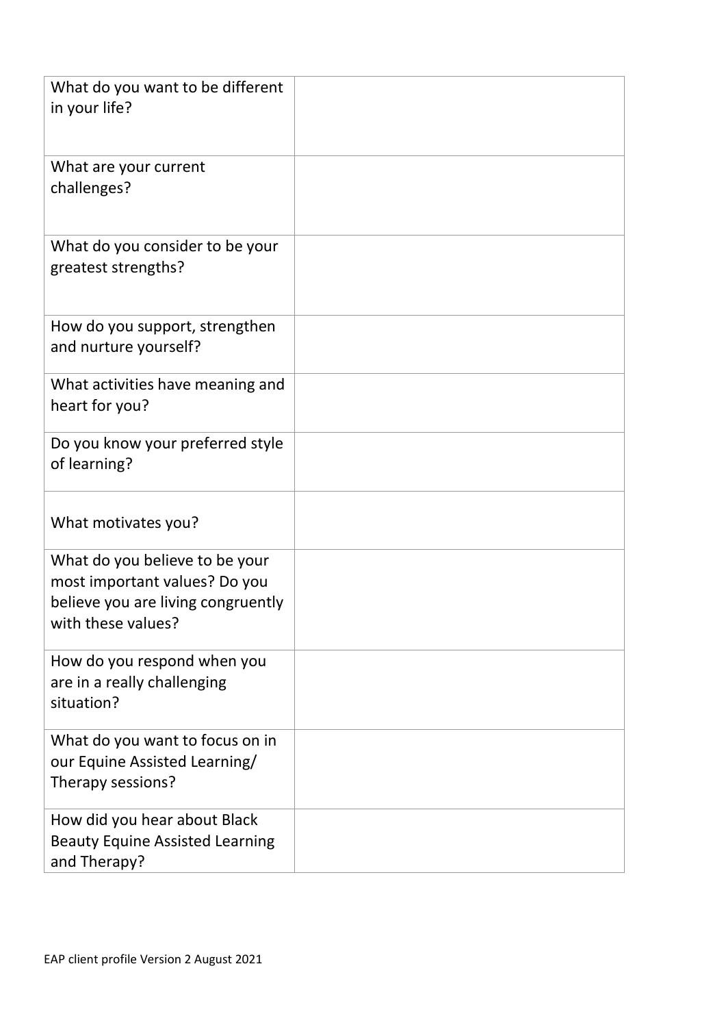| | |
|---|---|
| What do you want to be different in your life? | |
| What are your current challenges? | |
| What do you consider to be your greatest strengths? | |
| How do you support, strengthen and nurture yourself? | |
| What activities have meaning and heart for you? | |
| Do you know your preferred style of learning? | |
| What motivates you? | |
| What do you believe to be your most important values? Do you believe you are living congruently with these values? | |
| How do you respond when you are in a really challenging situation? | |
| What do you want to focus on in our Equine Assisted Learning/ Therapy sessions? | |
| How did you hear about Black Beauty Equine Assisted Learning and Therapy? | |

EAP client profile Version 2 August 2021